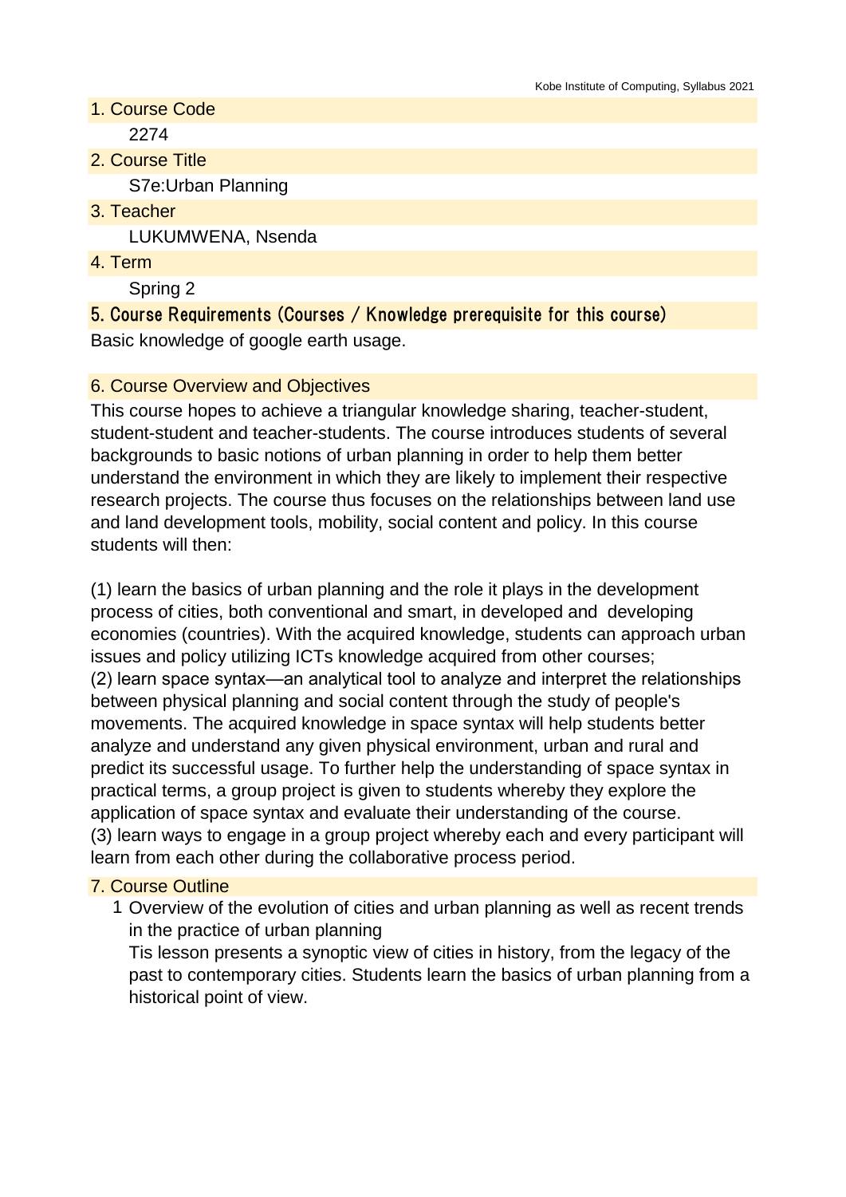## 1. Course Code

2274

## 2. Course Title

S7e:Urban Planning

## 3. Teacher

LUKUMWENA, Nsenda

## 4. Term

Spring 2

## 5. Course Requirements (Courses / Knowledge prerequisite for this course)

Basic knowledge of google earth usage.

## 6. Course Overview and Objectives

This course hopes to achieve a triangular knowledge sharing, teacher-student, student-student and teacher-students. The course introduces students of several backgrounds to basic notions of urban planning in order to help them better understand the environment in which they are likely to implement their respective research projects. The course thus focuses on the relationships between land use and land development tools, mobility, social content and policy. In this course students will then:

(1) learn the basics of urban planning and the role it plays in the development process of cities, both conventional and smart, in developed and developing economies (countries). With the acquired knowledge, students can approach urban issues and policy utilizing ICTs knowledge acquired from other courses;
(2) learn space syntax—an analytical tool to analyze and interpret the relationships between physical planning and social content through the study of people's movements. The acquired knowledge in space syntax will help students better analyze and understand any given physical environment, urban and rural and predict its successful usage. To further help the understanding of space syntax in practical terms, a group project is given to students whereby they explore the application of space syntax and evaluate their understanding of the course.
(3) learn ways to engage in a group project whereby each and every participant will learn from each other during the collaborative process period.

## 7. Course Outline

1 Overview of the evolution of cities and urban planning as well as recent trends in the practice of urban planning
Tis lesson presents a synoptic view of cities in history, from the legacy of the past to contemporary cities. Students learn the basics of urban planning from a historical point of view.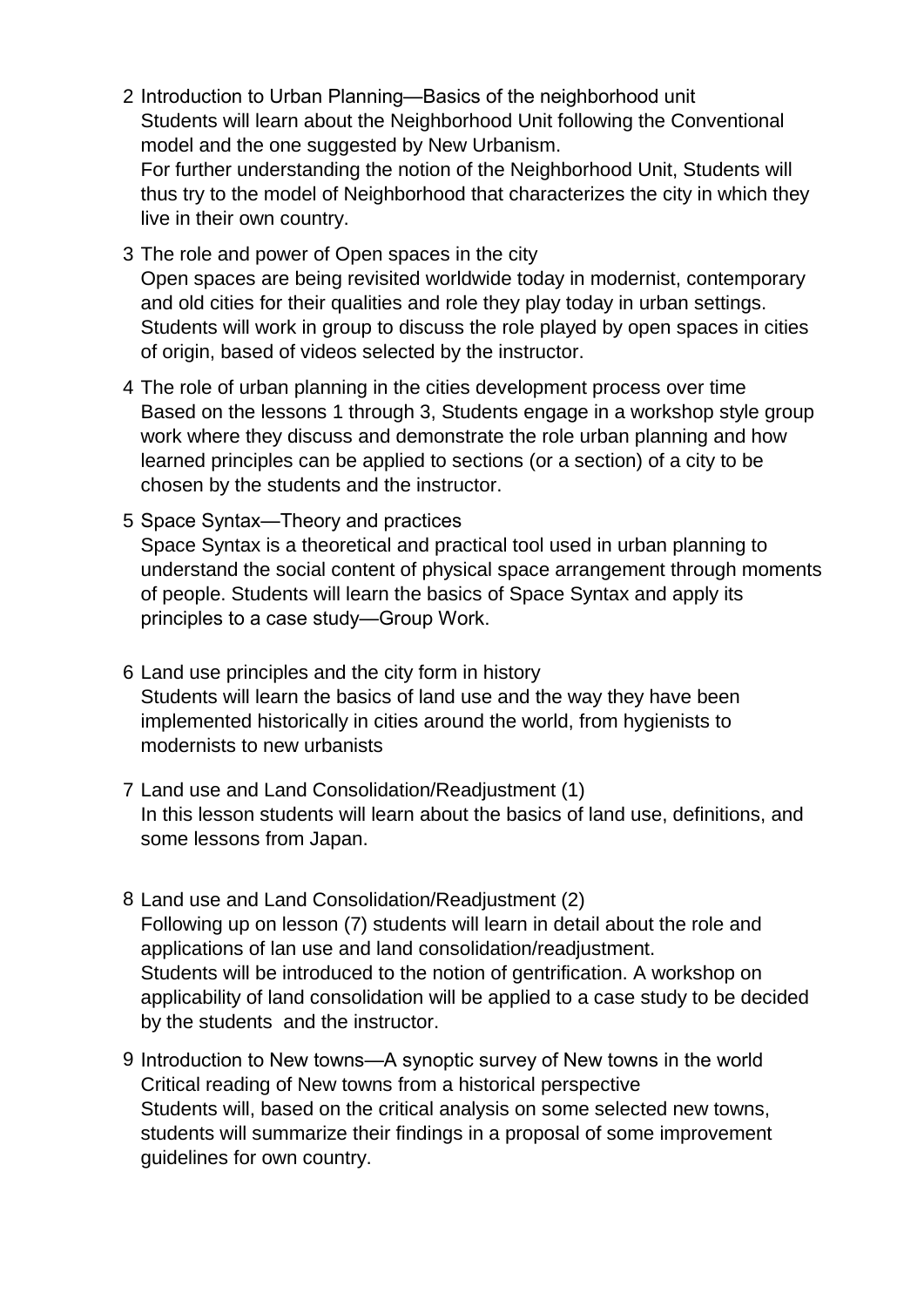2 Introduction to Urban Planning—Basics of the neighborhood unit
   Students will learn about the Neighborhood Unit following the Conventional model and the one suggested by New Urbanism.
   For further understanding the notion of the Neighborhood Unit, Students will thus try to the model of Neighborhood that characterizes the city in which they live in their own country.

3 The role and power of Open spaces in the city
   Open spaces are being revisited worldwide today in modernist, contemporary and old cities for their qualities and role they play today in urban settings. Students will work in group to discuss the role played by open spaces in cities of origin, based of videos selected by the instructor.

4 The role of urban planning in the cities development process over time
   Based on the lessons 1 through 3, Students engage in a workshop style group work where they discuss and demonstrate the role urban planning and how learned principles can be applied to sections (or a section) of a city to be chosen by the students and the instructor.

5 Space Syntax—Theory and practices
   Space Syntax is a theoretical and practical tool used in urban planning to understand the social content of physical space arrangement through moments of people. Students will learn the basics of Space Syntax and apply its principles to a case study—Group Work.

6 Land use principles and the city form in history
   Students will learn the basics of land use and the way they have been implemented historically in cities around the world, from hygienists to modernists to new urbanists

7 Land use and Land Consolidation/Readjustment (1)
   In this lesson students will learn about the basics of land use, definitions, and some lessons from Japan.

8 Land use and Land Consolidation/Readjustment (2)
   Following up on lesson (7) students will learn in detail about the role and applications of lan use and land consolidation/readjustment.
   Students will be introduced to the notion of gentrification. A workshop on applicability of land consolidation will be applied to a case study to be decided by the students and the instructor.

9 Introduction to New towns—A synoptic survey of New towns in the world
   Critical reading of New towns from a historical perspective
   Students will, based on the critical analysis on some selected new towns, students will summarize their findings in a proposal of some improvement guidelines for own country.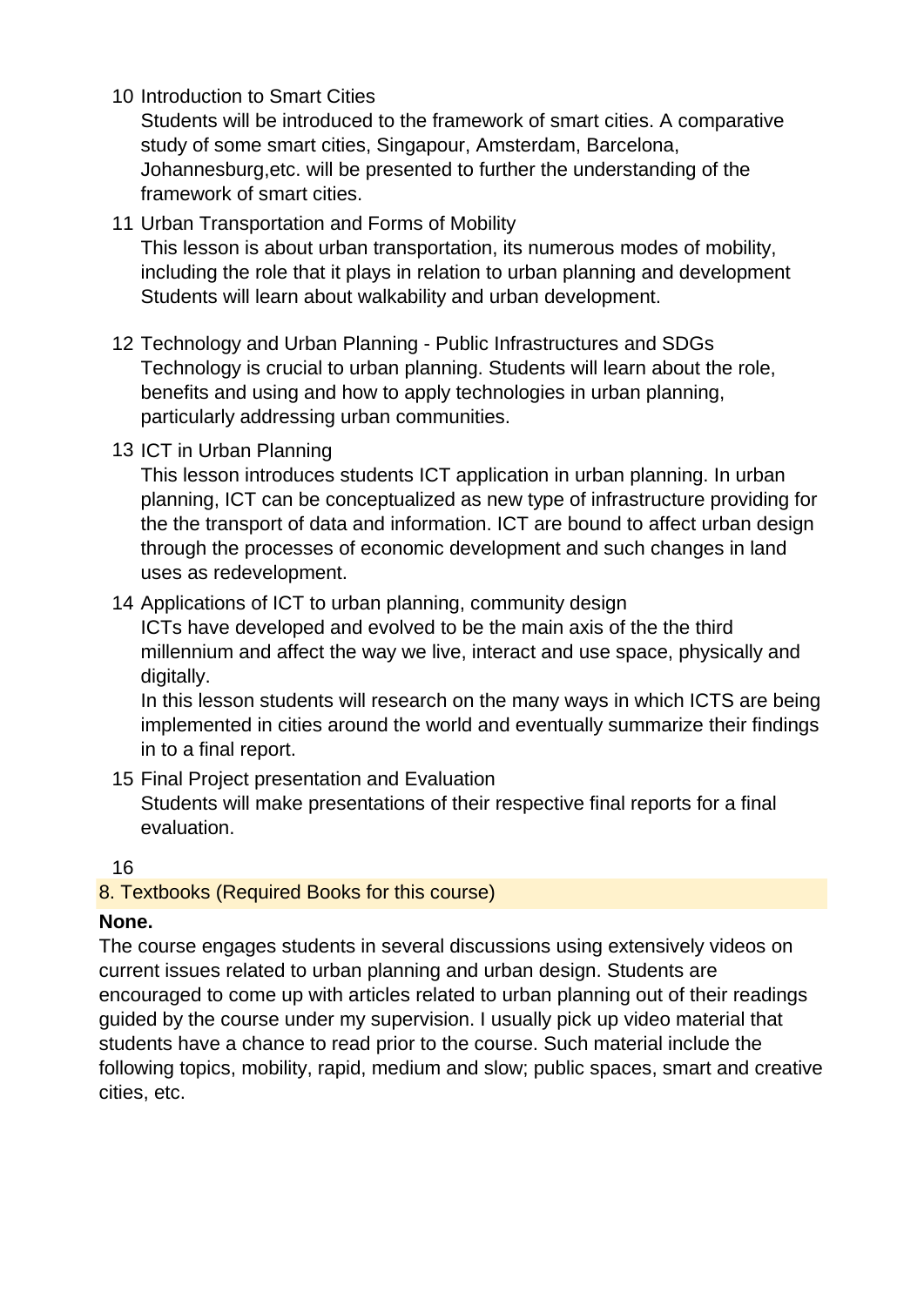10 Introduction to Smart Cities
   Students will be introduced to the framework of smart cities. A comparative study of some smart cities, Singapour, Amsterdam, Barcelona, Johannesburg,etc. will be presented to further the understanding of the framework of smart cities.

11 Urban Transportation and Forms of Mobility
   This lesson is about urban transportation, its numerous modes of mobility, including the role that it plays in relation to urban planning and development Students will learn about walkability and urban development.

12 Technology and Urban Planning - Public Infrastructures and SDGs
   Technology is crucial to urban planning. Students will learn about the role, benefits and using and how to apply technologies in urban planning, particularly addressing urban communities.

13 ICT in Urban Planning
   This lesson introduces students ICT application in urban planning. In urban planning, ICT can be conceptualized as new type of infrastructure providing for the the transport of data and information. ICT are bound to affect urban design through the processes of economic development and such changes in land uses as redevelopment.

14 Applications of ICT to urban planning, community design
   ICTs have developed and evolved to be the main axis of the the third millennium and affect the way we live, interact and use space, physically and digitally.
   In this lesson students will research on the many ways in which ICTS are being implemented in cities around the world and eventually summarize their findings in to a final report.

15 Final Project presentation and Evaluation
   Students will make presentations of their respective final reports for a final evaluation.

16

## 8. Textbooks (Required Books for this course)

**None.**

The course engages students in several discussions using extensively videos on current issues related to urban planning and urban design. Students are encouraged to come up with articles related to urban planning out of their readings guided by the course under my supervision. I usually pick up video material that students have a chance to read prior to the course. Such material include the following topics, mobility, rapid, medium and slow; public spaces, smart and creative cities, etc.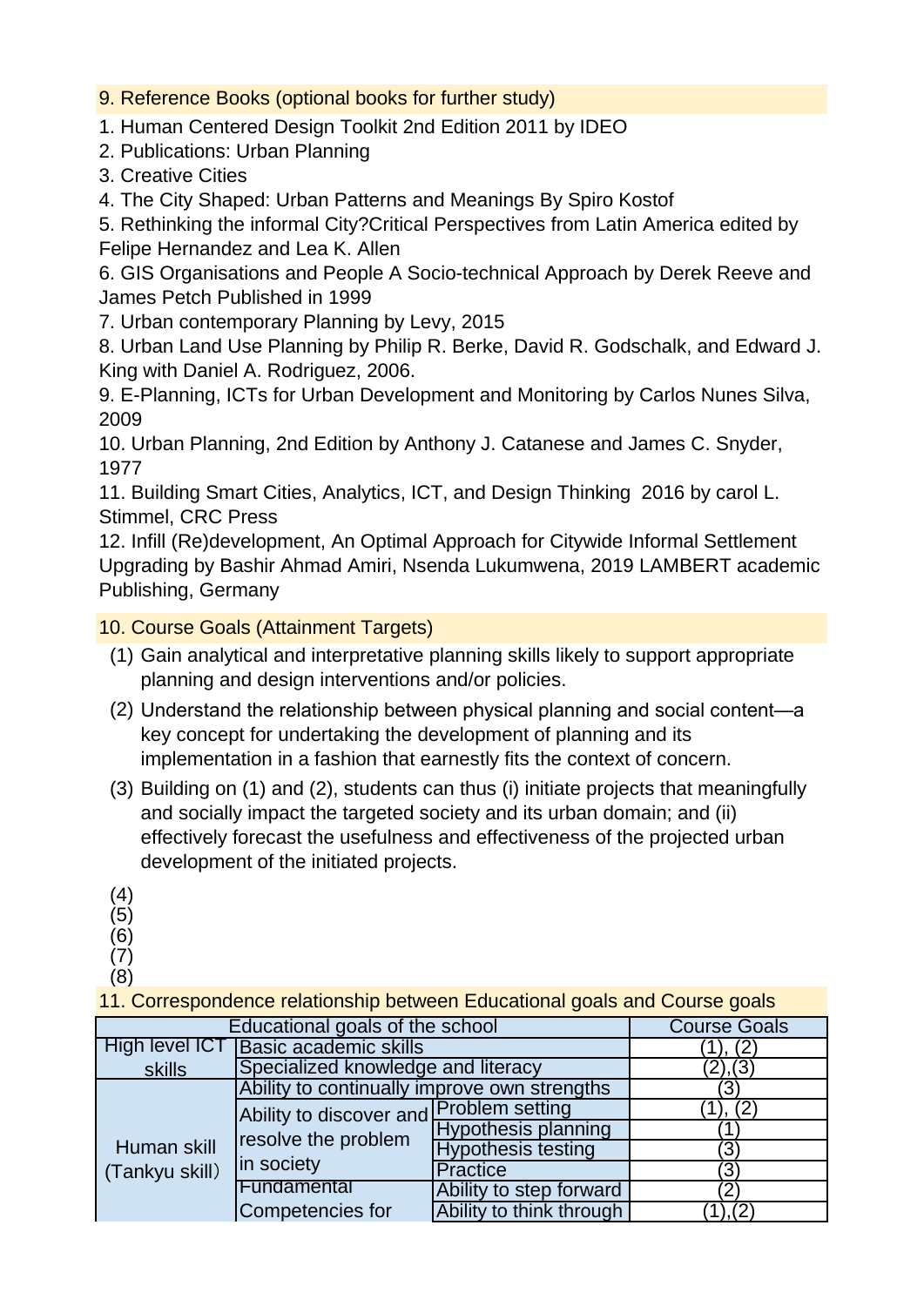## 9. Reference Books (optional books for further study)

1. Human Centered Design Toolkit 2nd Edition 2011 by IDEO
2. Publications: Urban Planning
3. Creative Cities
4. The City Shaped: Urban Patterns and Meanings By Spiro Kostof
5. Rethinking the informal City?Critical Perspectives from Latin America edited by Felipe Hernandez and Lea K. Allen
6. GIS Organisations and People A Socio-technical Approach by Derek Reeve and James Petch Published in 1999
7. Urban contemporary Planning by Levy, 2015
8. Urban Land Use Planning by Philip R. Berke, David R. Godschalk, and Edward J. King with Daniel A. Rodriguez, 2006.
9. E-Planning, ICTs for Urban Development and Monitoring by Carlos Nunes Silva, 2009
10. Urban Planning, 2nd Edition by Anthony J. Catanese and James C. Snyder, 1977
11. Building Smart Cities, Analytics, ICT, and Design Thinking 2016 by carol L. Stimmel, CRC Press
12. Infill (Re)development, An Optimal Approach for Citywide Informal Settlement Upgrading by Bashir Ahmad Amiri, Nsenda Lukumwena, 2019 LAMBERT academic Publishing, Germany

## 10. Course Goals (Attainment Targets)

(1) Gain analytical and interpretative planning skills likely to support appropriate planning and design interventions and/or policies.

(2) Understand the relationship between physical planning and social content—a key concept for undertaking the development of planning and its implementation in a fashion that earnestly fits the context of concern.

(3) Building on (1) and (2), students can thus (i) initiate projects that meaningfully and socially impact the targeted society and its urban domain; and (ii) effectively forecast the usefulness and effectiveness of the projected urban development of the initiated projects.

(4)
(5)
(6)
(7)
(8)

## 11. Correspondence relationship between Educational goals and Course goals

| Educational goals of the school | | | Course Goals |
|---|---|---|---|
| High level ICT skills | Basic academic skills | | (1), (2) |
| | Specialized knowledge and literacy | | (2),(3) |
| Human skill (Tankyu skill) | Ability to continually improve own strengths | | (3) |
| | Ability to discover and resolve the problem in society | Problem setting | (1), (2) |
| | | Hypothesis planning | (1) |
| | | Hypothesis testing | (3) |
| | | Practice | (3) |
| | Fundamental Competencies for | Ability to step forward | (2) |
| | | Ability to think through | (1),(2) |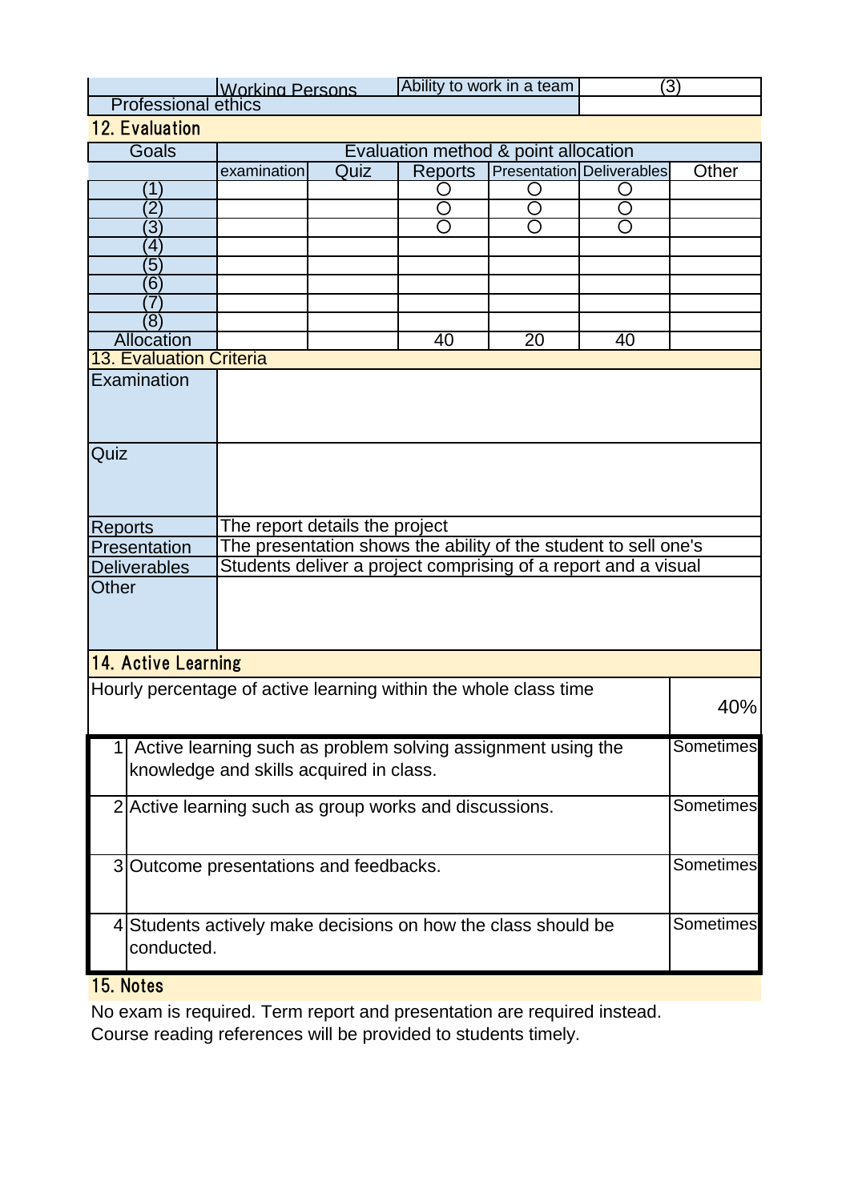| | Working Persons | Ability to work in a team | (3) |
|---|---|---|---|
| Professional ethics | | | |

## 12. Evaluation

| Goals | Evaluation method & point allocation | | | | | |
|---|---|---|---|---|---|---|
| | examination | Quiz | Reports | Presentation | Deliverables | Other |
| (1) | | | ○ | ○ | ○ | |
| (2) | | | ○ | ○ | ○ | |
| (3) | | | ○ | ○ | ○ | |
| (4) | | | | | | |
| (5) | | | | | | |
| (6) | | | | | | |
| (7) | | | | | | |
| (8) | | | | | | |
| Allocation | | | 40 | 20 | 40 | |

## 13. Evaluation Criteria

| | |
|---|---|
| Examination | |
| Quiz | |
| Reports | The report details the project |
| Presentation | The presentation shows the ability of the student to sell one's |
| Deliverables | Students deliver a project comprising of a report and a visual |
| Other | |

## 14. Active Learning

| Hourly percentage of active learning within the whole class time | 40% |
|---|---|

| | | |
|---|---|---|
| 1 | Active learning such as problem solving assignment using the knowledge and skills acquired in class. | Sometimes |
| 2 | Active learning such as group works and discussions. | Sometimes |
| 3 | Outcome presentations and feedbacks. | Sometimes |
| 4 | Students actively make decisions on how the class should be conducted. | Sometimes |

## 15. Notes

No exam is required. Term report and presentation are required instead.
Course reading references will be provided to students timely.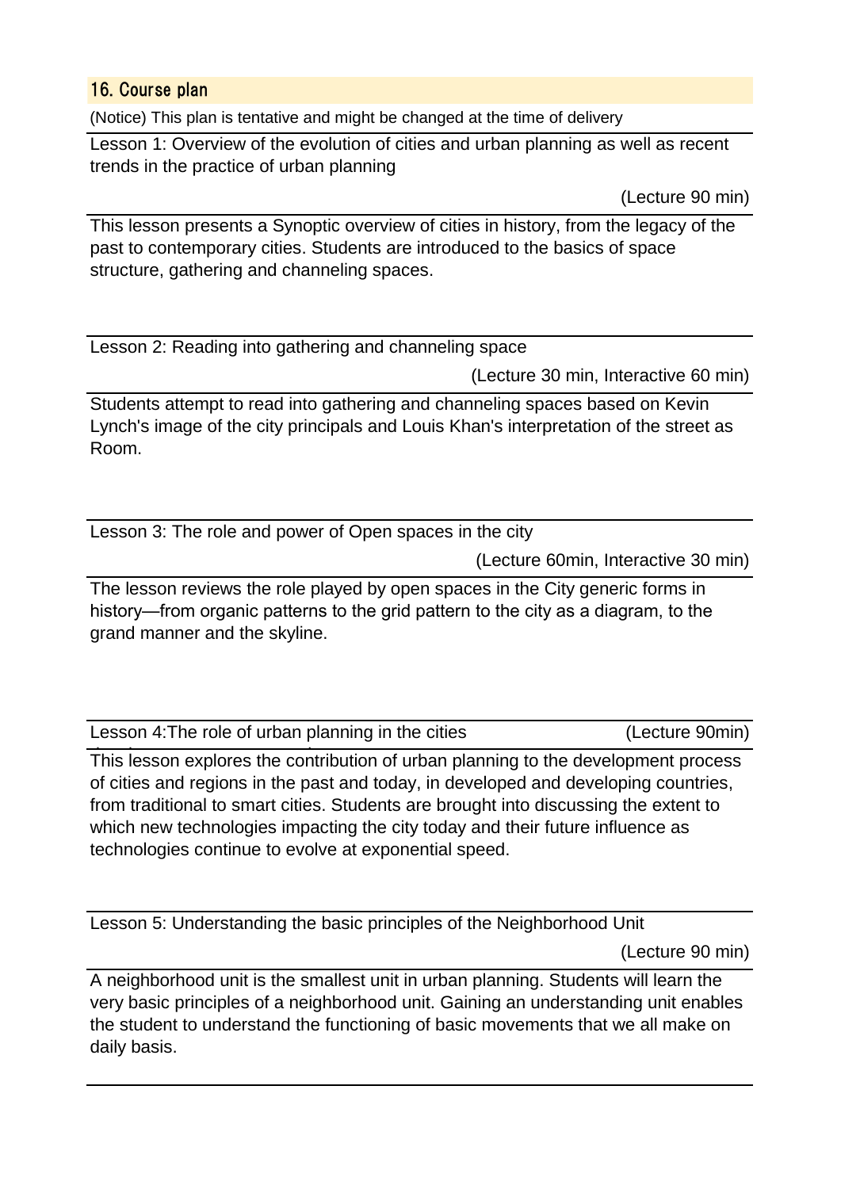## 16. Course plan

(Notice) This plan is tentative and might be changed at the time of delivery

Lesson 1: Overview of the evolution of cities and urban planning as well as recent trends in the practice of urban planning

(Lecture 90 min)

This lesson presents a Synoptic overview of cities in history, from the legacy of the past to contemporary cities. Students are introduced to the basics of space structure, gathering and channeling spaces.

Lesson 2: Reading into gathering and channeling space

(Lecture 30 min, Interactive 60 min)

Students attempt to read into gathering and channeling spaces based on Kevin Lynch's image of the city principals and Louis Khan's interpretation of the street as Room.

Lesson 3: The role and power of Open spaces in the city

(Lecture 60min, Interactive 30 min)

The lesson reviews the role played by open spaces in the City generic forms in history—from organic patterns to the grid pattern to the city as a diagram, to the grand manner and the skyline.

Lesson 4:The role of urban planning in the cities (Lecture 90min)

This lesson explores the contribution of urban planning to the development process of cities and regions in the past and today, in developed and developing countries, from traditional to smart cities. Students are brought into discussing the extent to which new technologies impacting the city today and their future influence as technologies continue to evolve at exponential speed.

Lesson 5: Understanding the basic principles of the Neighborhood Unit

(Lecture 90 min)

A neighborhood unit is the smallest unit in urban planning. Students will learn the very basic principles of a neighborhood unit. Gaining an understanding unit enables the student to understand the functioning of basic movements that we all make on daily basis.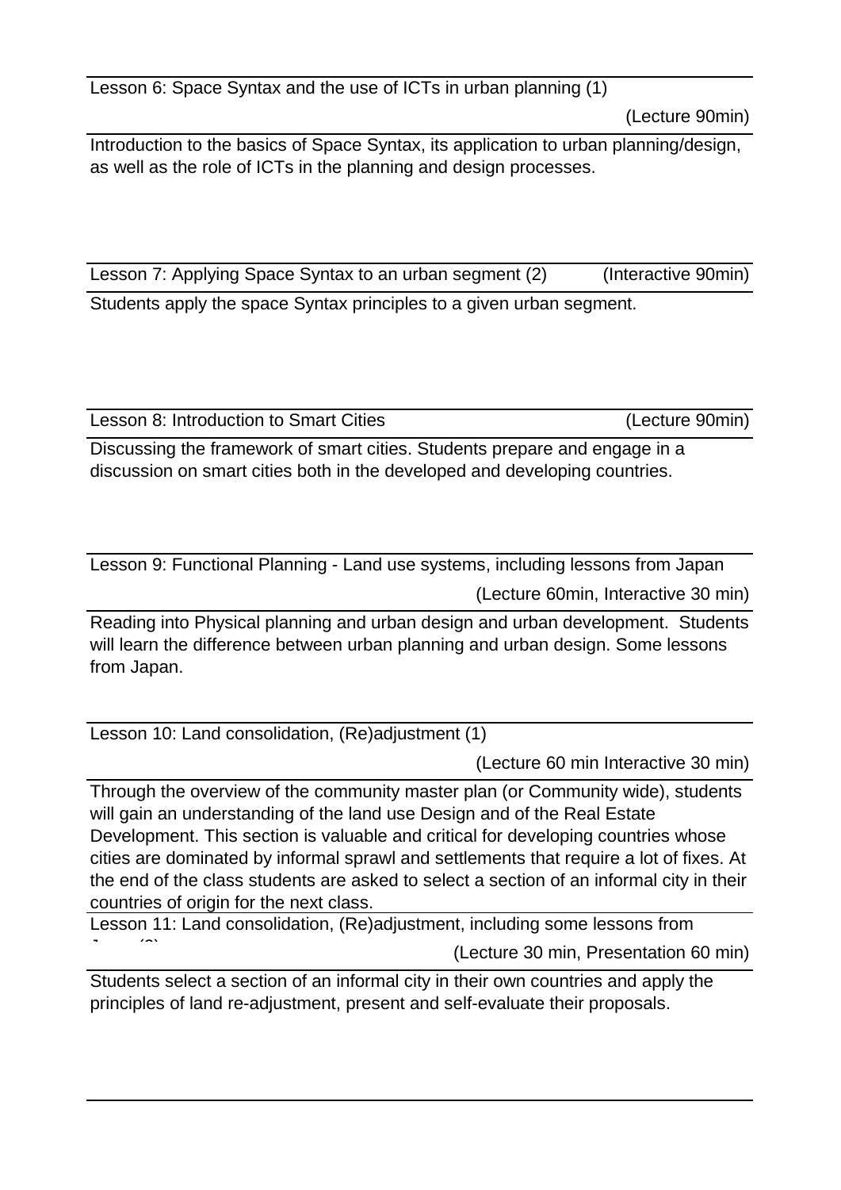**Lesson 6: Space Syntax and the use of ICTs in urban planning (1)**

(Lecture 90min)

Introduction to the basics of Space Syntax, its application to urban planning/design, as well as the role of ICTs in the planning and design processes.

**Lesson 7: Applying Space Syntax to an urban segment (2)** (Interactive 90min)

Students apply the space Syntax principles to a given urban segment.

**Lesson 8: Introduction to Smart Cities** (Lecture 90min)

Discussing the framework of smart cities. Students prepare and engage in a discussion on smart cities both in the developed and developing countries.

**Lesson 9: Functional Planning - Land use systems, including lessons from Japan**

(Lecture 60min, Interactive 30 min)

Reading into Physical planning and urban design and urban development. Students will learn the difference between urban planning and urban design. Some lessons from Japan.

**Lesson 10: Land consolidation, (Re)adjustment (1)**

(Lecture 60 min Interactive 30 min)

Through the overview of the community master plan (or Community wide), students will gain an understanding of the land use Design and of the Real Estate Development. This section is valuable and critical for developing countries whose cities are dominated by informal sprawl and settlements that require a lot of fixes. At the end of the class students are asked to select a section of an informal city in their countries of origin for the next class.

**Lesson 11: Land consolidation, (Re)adjustment, including some lessons from Japan (2)**

(Lecture 30 min, Presentation 60 min)

Students select a section of an informal city in their own countries and apply the principles of land re-adjustment, present and self-evaluate their proposals.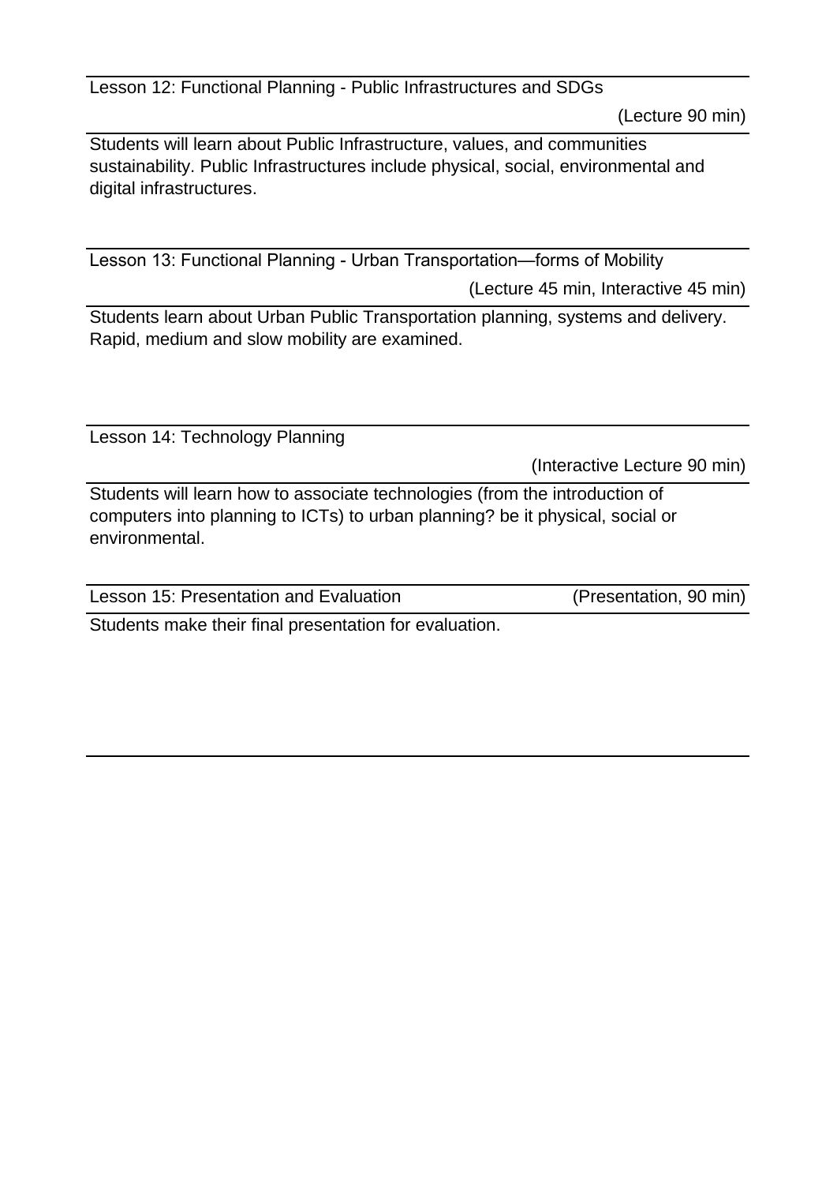Lesson 12: Functional Planning - Public Infrastructures and SDGs

(Lecture 90 min)

Students will learn about Public Infrastructure, values, and communities sustainability. Public Infrastructures include physical, social, environmental and digital infrastructures.

Lesson 13: Functional Planning - Urban Transportation—forms of Mobility

(Lecture 45 min, Interactive 45 min)

Students learn about Urban Public Transportation planning, systems and delivery. Rapid, medium and slow mobility are examined.

Lesson 14: Technology Planning

(Interactive Lecture 90 min)

Students will learn how to associate technologies (from the introduction of computers into planning to ICTs) to urban planning? be it physical, social or environmental.

Lesson 15: Presentation and Evaluation (Presentation, 90 min)

Students make their final presentation for evaluation.